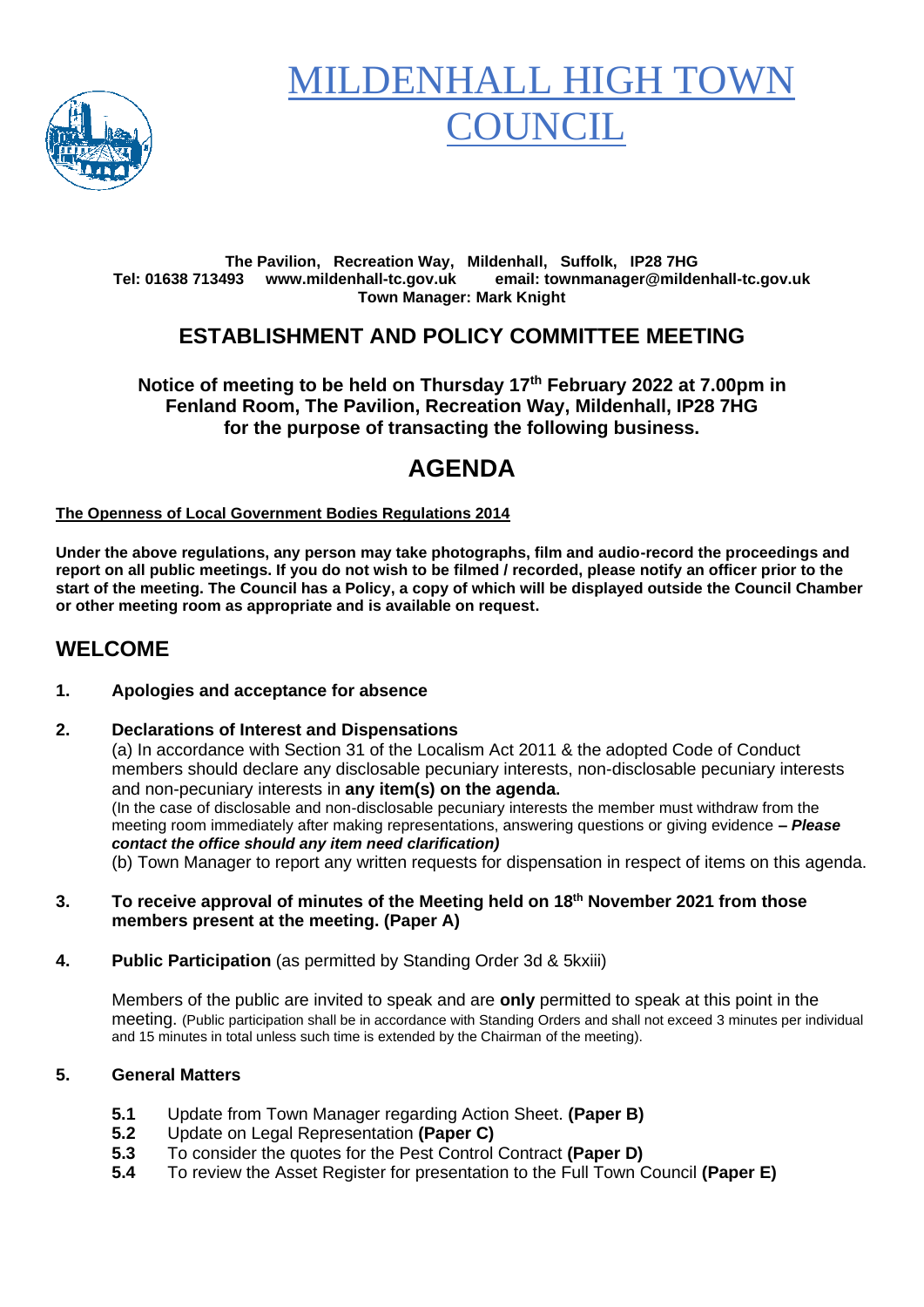# MILDENHALL HIGH TOWN COUNCIL

**The Pavilion, Recreation Way, Mildenhall, Suffolk, IP28 7HG**
**Tel: 01638 713493 www.mildenhall-tc.gov.uk email: townmanager@mildenhall-tc.gov.uk**
**Town Manager: Mark Knight**

## ESTABLISHMENT AND POLICY COMMITTEE MEETING

**Notice of meeting to be held on Thursday 17th February 2022 at 7.00pm in Fenland Room, The Pavilion, Recreation Way, Mildenhall, IP28 7HG for the purpose of transacting the following business.**

# AGENDA

**The Openness of Local Government Bodies Regulations 2014**

**Under the above regulations, any person may take photographs, film and audio-record the proceedings and report on all public meetings. If you do not wish to be filmed / recorded, please notify an officer prior to the start of the meeting. The Council has a Policy, a copy of which will be displayed outside the Council Chamber or other meeting room as appropriate and is available on request.**

## WELCOME

**1. Apologies and acceptance for absence**

**2. Declarations of Interest and Dispensations**

(a) In accordance with Section 31 of the Localism Act 2011 & the adopted Code of Conduct members should declare any disclosable pecuniary interests, non-disclosable pecuniary interests and non-pecuniary interests in **any item(s) on the agenda.**

(In the case of disclosable and non-disclosable pecuniary interests the member must withdraw from the meeting room immediately after making representations, answering questions or giving evidence ***– Please contact the office should any item need clarification)***

(b) Town Manager to report any written requests for dispensation in respect of items on this agenda.

**3. To receive approval of minutes of the Meeting held on 18th November 2021 from those members present at the meeting. (Paper A)**

**4. Public Participation** (as permitted by Standing Order 3d & 5kxiii)

Members of the public are invited to speak and are **only** permitted to speak at this point in the meeting. (Public participation shall be in accordance with Standing Orders and shall not exceed 3 minutes per individual and 15 minutes in total unless such time is extended by the Chairman of the meeting).

**5. General Matters**

- **5.1** Update from Town Manager regarding Action Sheet. **(Paper B)**
- **5.2** Update on Legal Representation **(Paper C)**
- **5.3** To consider the quotes for the Pest Control Contract **(Paper D)**
- **5.4** To review the Asset Register for presentation to the Full Town Council **(Paper E)**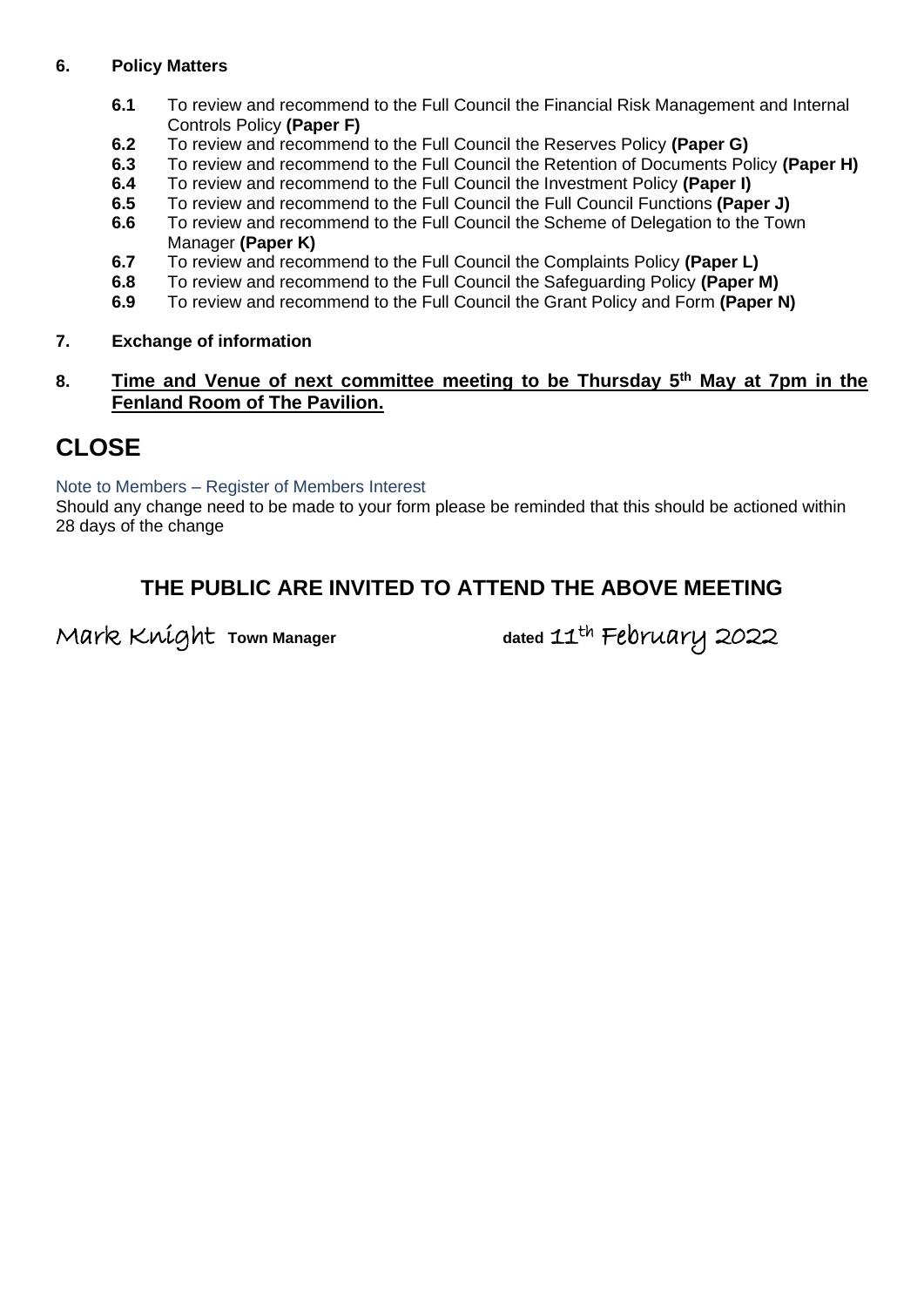**6. Policy Matters**

- **6.1** To review and recommend to the Full Council the Financial Risk Management and Internal Controls Policy **(Paper F)**
- **6.2** To review and recommend to the Full Council the Reserves Policy **(Paper G)**
- **6.3** To review and recommend to the Full Council the Retention of Documents Policy **(Paper H)**
- **6.4** To review and recommend to the Full Council the Investment Policy **(Paper I)**
- **6.5** To review and recommend to the Full Council the Full Council Functions **(Paper J)**
- **6.6** To review and recommend to the Full Council the Scheme of Delegation to the Town Manager **(Paper K)**
- **6.7** To review and recommend to the Full Council the Complaints Policy **(Paper L)**
- **6.8** To review and recommend to the Full Council the Safeguarding Policy **(Paper M)**
- **6.9** To review and recommend to the Full Council the Grant Policy and Form **(Paper N)**

**7. Exchange of information**

**8. Time and Venue of next committee meeting to be Thursday 5th May at 7pm in the Fenland Room of The Pavilion.**

# CLOSE

Note to Members – Register of Members Interest

Should any change need to be made to your form please be reminded that this should be actioned within 28 days of the change

## THE PUBLIC ARE INVITED TO ATTEND THE ABOVE MEETING

Mark Knight **Town Manager** **dated** 11th February 2022